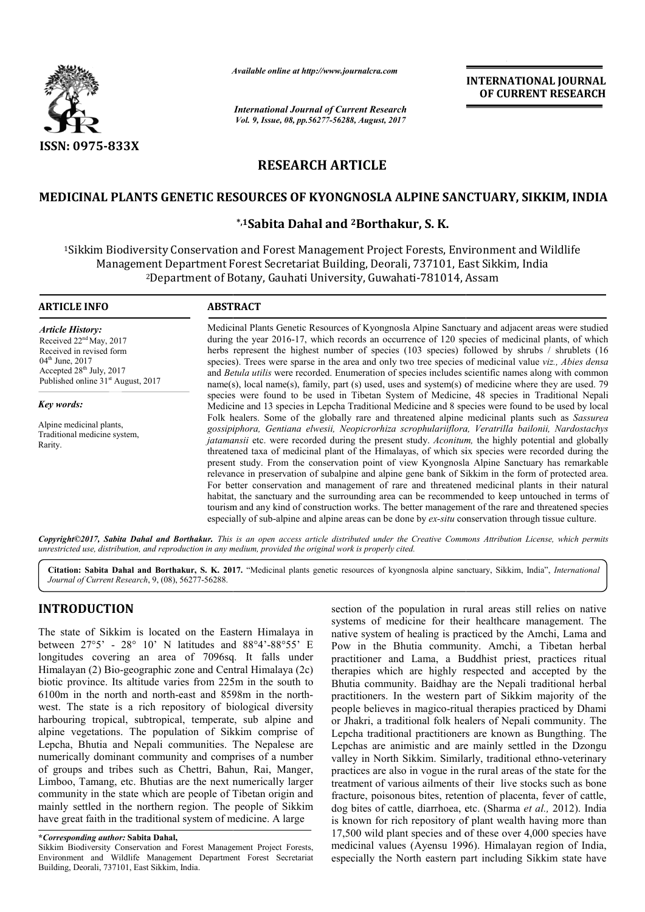ISSN: 0975-833X

*Available online at http://www.journalcra.com*

*International Journal of Current Research*
*Vol. 9, Issue, 08, pp.56277-56288, August, 2017*

**INTERNATIONAL JOURNAL OF CURRENT RESEARCH**

# RESEARCH ARTICLE

# MEDICINAL PLANTS GENETIC RESOURCES OF KYONGNOSLA ALPINE SANCTUARY, SIKKIM, INDIA

**\*,[1]Sabita Dahal and [2]Borthakur, S. K.**

[1]Sikkim Biodiversity Conservation and Forest Management Project Forests, Environment and Wildlife Management Department Forest Secretariat Building, Deorali, 737101, East Sikkim, India
[2]Department of Botany, Gauhati University, Guwahati-781014, Assam

**ARTICLE INFO**

*Article History:*
Received 22[nd] May, 2017
Received in revised form
04[th] June, 2017
Accepted 28[th] July, 2017
Published online 31[st] August, 2017

*Key words:*
Alpine medicinal plants,
Traditional medicine system,
Rarity.

**ABSTRACT**

Medicinal Plants Genetic Resources of Kyongnosla Alpine Sanctuary and adjacent areas were studied during the year 2016-17, which records an occurrence of 120 species of medicinal plants, of which herbs represent the highest number of species (103 species) followed by shrubs / shrublets (16 species). Trees were sparse in the area and only two tree species of medicinal value *viz., Abies densa* and *Betula utilis* were recorded. Enumeration of species includes scientific names along with common name(s), local name(s), family, part (s) used, uses and system(s) of medicine where they are used. 79 species were found to be used in Tibetan System of Medicine, 48 species in Traditional Nepali Medicine and 13 species in Lepcha Traditional Medicine and 8 species were found to be used by local Folk healers. Some of the globally rare and threatened alpine medicinal plants such as *Sassurea gossipiphora, Gentiana elwesii, Neopicrorhiza scrophulariiflora, Veratrilla bailonii, Nardostachys jatamansii* etc. were recorded during the present study. *Aconitum*, the highly potential and globally threatened taxa of medicinal plant of the Himalayas, of which six species were recorded during the present study. From the conservation point of view Kyongnosla Alpine Sanctuary has remarkable relevance in preservation of subalpine and alpine gene bank of Sikkim in the form of protected area. For better conservation and management of rare and threatened medicinal plants in their natural habitat, the sanctuary and the surrounding area can be recommended to keep untouched in terms of tourism and any kind of construction works. The better management of the rare and threatened species especially of sub-alpine and alpine areas can be done by *ex-situ* conservation through tissue culture.

***Copyright©2017, Sabita Dahal and Borthakur.*** *This is an open access article distributed under the Creative Commons Attribution License, which permits unrestricted use, distribution, and reproduction in any medium, provided the original work is properly cited.*

**Citation: Sabita Dahal and Borthakur, S. K. 2017.** "Medicinal plants genetic resources of kyongnosla alpine sanctuary, Sikkim, India", *International Journal of Current Research*, 9, (08), 56277-56288.

## INTRODUCTION

The state of Sikkim is located on the Eastern Himalaya in between 27°5' - 28° 10' N latitudes and 88°4'-88°55' E longitudes covering an area of 7096sq. It falls under Himalayan (2) Bio-geographic zone and Central Himalaya (2c) biotic province. Its altitude varies from 225m in the south to 6100m in the north and north-east and 8598m in the north-west. The state is a rich repository of biological diversity harbouring tropical, subtropical, temperate, sub alpine and alpine vegetations. The population of Sikkim comprise of Lepcha, Bhutia and Nepali communities. The Nepalese are numerically dominant community and comprises of a number of groups and tribes such as Chettri, Bahun, Rai, Manger, Limboo, Tamang, etc. Bhutias are the next numerically larger community in the state which are people of Tibetan origin and mainly settled in the northern region. The people of Sikkim have great faith in the traditional system of medicine. A large section of the population in rural areas still relies on native systems of medicine for their healthcare management. The native system of healing is practiced by the Amchi, Lama and Pow in the Bhutia community. Amchi, a Tibetan herbal practitioner and Lama, a Buddhist priest, practices ritual therapies which are highly respected and accepted by the Bhutia community. Baidhay are the Nepali traditional herbal practitioners. In the western part of Sikkim majority of the people believes in magico-ritual therapies practiced by Dhami or Jhakri, a traditional folk healers of Nepali community. The Lepcha traditional practitioners are known as Bungthing. The Lepchas are animistic and are mainly settled in the Dzongu valley in North Sikkim. Similarly, traditional ethno-veterinary practices are also in vogue in the rural areas of the state for the treatment of various ailments of their live stocks such as bone fracture, poisonous bites, retention of placenta, fever of cattle, dog bites of cattle, diarrhoea, etc. (Sharma *et al.,* 2012). India is known for rich repository of plant wealth having more than 17,500 wild plant species and of these over 4,000 species have medicinal values (Ayensu 1996). Himalayan region of India, especially the North eastern part including Sikkim state have

**\*Corresponding author: Sabita Dahal,**
Sikkim Biodiversity Conservation and Forest Management Project Forests, Environment and Wildlife Management Department Forest Secretariat Building, Deorali, 737101, East Sikkim, India.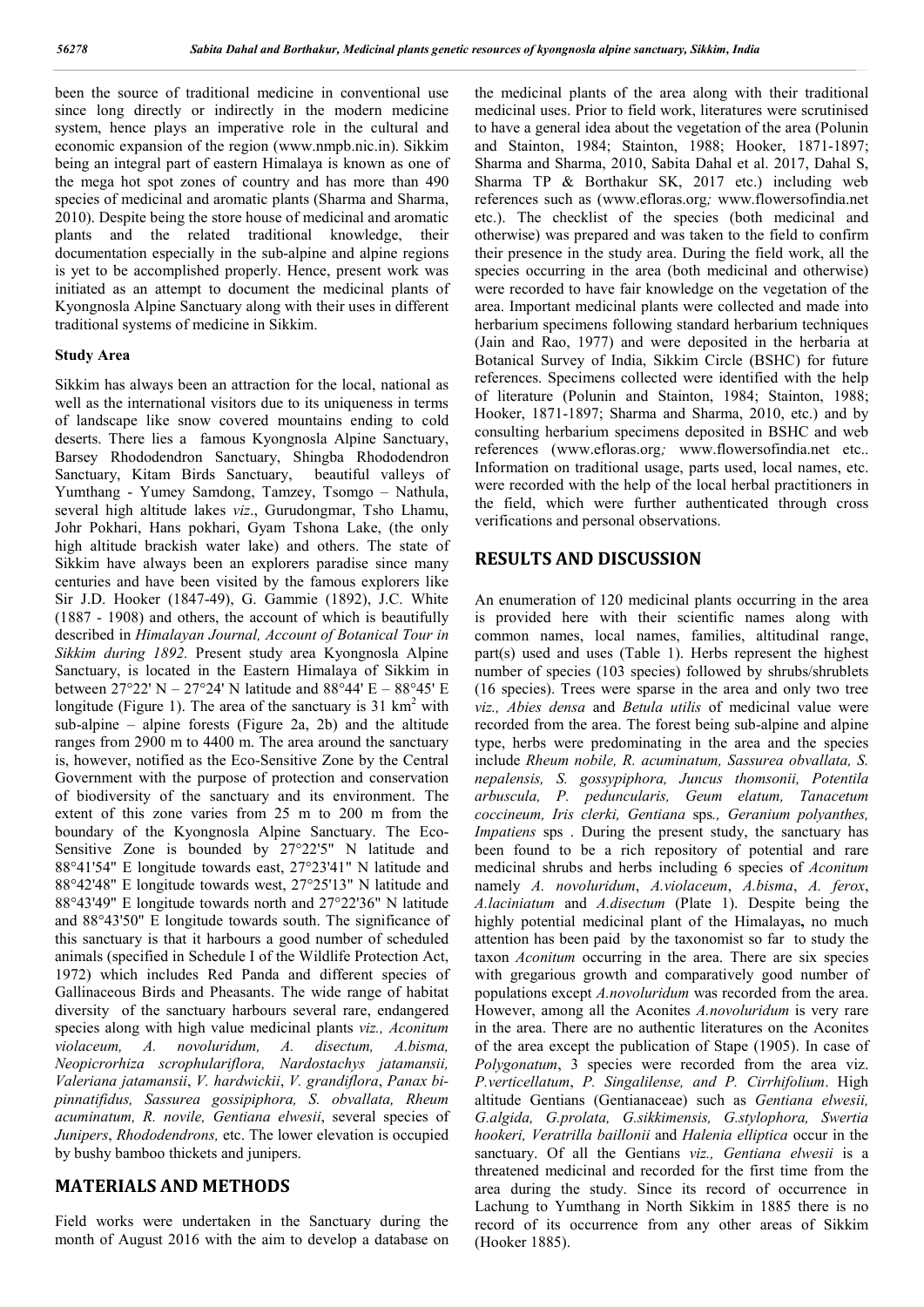been the source of traditional medicine in conventional use since long directly or indirectly in the modern medicine system, hence plays an imperative role in the cultural and economic expansion of the region (www.nmpb.nic.in). Sikkim being an integral part of eastern Himalaya is known as one of the mega hot spot zones of country and has more than 490 species of medicinal and aromatic plants (Sharma and Sharma, 2010). Despite being the store house of medicinal and aromatic plants and the related traditional knowledge, their documentation especially in the sub-alpine and alpine regions is yet to be accomplished properly. Hence, present work was initiated as an attempt to document the medicinal plants of Kyongnosla Alpine Sanctuary along with their uses in different traditional systems of medicine in Sikkim.

### Study Area

Sikkim has always been an attraction for the local, national as well as the international visitors due to its uniqueness in terms of landscape like snow covered mountains ending to cold deserts. There lies a famous Kyongnosla Alpine Sanctuary, Barsey Rhododendron Sanctuary, Shingba Rhododendron Sanctuary, Kitam Birds Sanctuary, beautiful valleys of Yumthang - Yumey Samdong, Tamzey, Tsomgo – Nathula, several high altitude lakes *viz*., Gurudongmar, Tsho Lhamu, Johr Pokhari, Hans pokhari, Gyam Tshona Lake, (the only high altitude brackish water lake) and others. The state of Sikkim have always been an explorers paradise since many centuries and have been visited by the famous explorers like Sir J.D. Hooker (1847-49), G. Gammie (1892), J.C. White (1887 - 1908) and others, the account of which is beautifully described in *Himalayan Journal, Account of Botanical Tour in Sikkim during 1892.* Present study area Kyongnosla Alpine Sanctuary, is located in the Eastern Himalaya of Sikkim in between 27°22' N – 27°24' N latitude and 88°44' E – 88°45' E longitude (Figure 1). The area of the sanctuary is 31 km$^2$ with sub-alpine – alpine forests (Figure 2a, 2b) and the altitude ranges from 2900 m to 4400 m. The area around the sanctuary is, however, notified as the Eco-Sensitive Zone by the Central Government with the purpose of protection and conservation of biodiversity of the sanctuary and its environment. The extent of this zone varies from 25 m to 200 m from the boundary of the Kyongnosla Alpine Sanctuary. The Eco-Sensitive Zone is bounded by 27°22'5" N latitude and 88°41'54" E longitude towards east, 27°23'41" N latitude and 88°42'48" E longitude towards west, 27°25'13" N latitude and 88°43'49" E longitude towards north and 27°22'36" N latitude and 88°43'50" E longitude towards south. The significance of this sanctuary is that it harbours a good number of scheduled animals (specified in Schedule I of the Wildlife Protection Act, 1972) which includes Red Panda and different species of Gallinaceous Birds and Pheasants. The wide range of habitat diversity of the sanctuary harbours several rare, endangered species along with high value medicinal plants *viz., Aconitum violaceum, A. novoluridum, A. disectum, A.bisma, Neopicrorhiza scrophulariflora, Nardostachys jatamansii, Valeriana jatamansii*, *V. hardwickii*, *V. grandiflora*, *Panax bi-pinnatifidus, Sassurea gossipiphora, S. obvallata, Rheum acuminatum, R. novile, Gentiana elwesii*, several species of *Junipers*, *Rhododendrons,* etc. The lower elevation is occupied by bushy bamboo thickets and junipers.

## MATERIALS AND METHODS

Field works were undertaken in the Sanctuary during the month of August 2016 with the aim to develop a database on the medicinal plants of the area along with their traditional medicinal uses. Prior to field work, literatures were scrutinised to have a general idea about the vegetation of the area (Polunin and Stainton, 1984; Stainton, 1988; Hooker, 1871-1897; Sharma and Sharma, 2010, Sabita Dahal et al. 2017, Dahal S, Sharma TP & Borthakur SK, 2017 etc.) including web references such as (www.efloras.org*;* www.flowersofindia.net etc.). The checklist of the species (both medicinal and otherwise) was prepared and was taken to the field to confirm their presence in the study area. During the field work, all the species occurring in the area (both medicinal and otherwise) were recorded to have fair knowledge on the vegetation of the area. Important medicinal plants were collected and made into herbarium specimens following standard herbarium techniques (Jain and Rao, 1977) and were deposited in the herbaria at Botanical Survey of India, Sikkim Circle (BSHC) for future references. Specimens collected were identified with the help of literature (Polunin and Stainton, 1984; Stainton, 1988; Hooker, 1871-1897; Sharma and Sharma, 2010, etc.) and by consulting herbarium specimens deposited in BSHC and web references (www.efloras.org*;* www.flowersofindia.net etc.. Information on traditional usage, parts used, local names, etc. were recorded with the help of the local herbal practitioners in the field, which were further authenticated through cross verifications and personal observations.

## RESULTS AND DISCUSSION

An enumeration of 120 medicinal plants occurring in the area is provided here with their scientific names along with common names, local names, families, altitudinal range, part(s) used and uses (Table 1). Herbs represent the highest number of species (103 species) followed by shrubs/shrublets (16 species). Trees were sparse in the area and only two tree *viz., Abies densa* and *Betula utilis* of medicinal value were recorded from the area. The forest being sub-alpine and alpine type, herbs were predominating in the area and the species include *Rheum nobile, R. acuminatum, Sassurea obvallata, S. nepalensis, S. gossypiphora, Juncus thomsonii, Potentila arbuscula, P. peduncularis, Geum elatum, Tanacetum coccineum, Iris clerki, Gentiana* sps*., Geranium polyanthes, Impatiens* sps . During the present study, the sanctuary has been found to be a rich repository of potential and rare medicinal shrubs and herbs including 6 species of *Aconitum* namely *A. novoluridum*, *A.violaceum*, *A.bisma*, *A. ferox*, *A.laciniatum* and *A.disectum* (Plate 1). Despite being the highly potential medicinal plant of the Himalayas**,** no much attention has been paid by the taxonomist so far to study the taxon *Aconitum* occurring in the area. There are six species with gregarious growth and comparatively good number of populations except *A.novoluridum* was recorded from the area. However, among all the Aconites *A.novoluridum* is very rare in the area. There are no authentic literatures on the Aconites of the area except the publication of Stape (1905). In case of *Polygonatum*, 3 species were recorded from the area viz. *P.verticellatum*, *P. Singalilense, and P. Cirrhifolium*. High altitude Gentians (Gentianaceae) such as *Gentiana elwesii, G.algida, G.prolata, G.sikkimensis, G.stylophora, Swertia hookeri, Veratrilla baillonii* and *Halenia elliptica* occur in the sanctuary. Of all the Gentians *viz., Gentiana elwesii* is a threatened medicinal and recorded for the first time from the area during the study. Since its record of occurrence in Lachung to Yumthang in North Sikkim in 1885 there is no record of its occurrence from any other areas of Sikkim (Hooker 1885).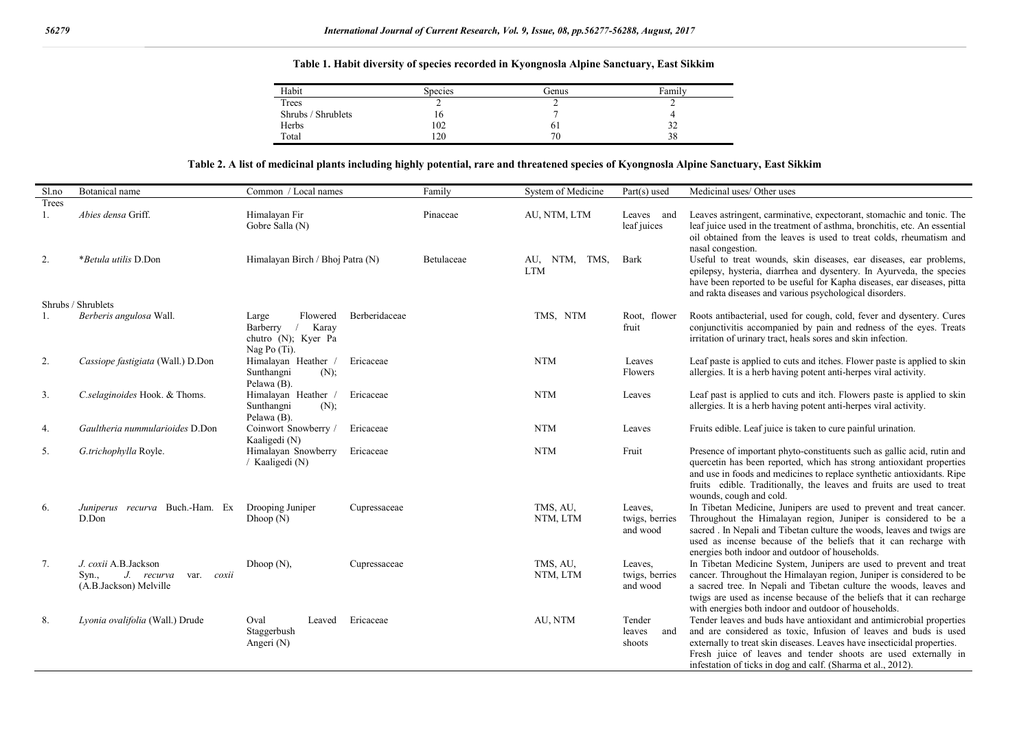**Table 1. Habit diversity of species recorded in Kyongnosla Alpine Sanctuary, East Sikkim**

| Habit | Species | Genus | Family |
|---|---|---|---|
| Trees | 2 | 2 | 2 |
| Shrubs / Shrublets | 16 | 7 | 4 |
| Herbs | 102 | 61 | 32 |
| Total | 120 | 70 | 38 |

**Table 2. A list of medicinal plants including highly potential, rare and threatened species of Kyongnosla Alpine Sanctuary, East Sikkim**

| Sl.no | Botanical name | Common / Local names | Family | System of Medicine | Part(s) used | Medicinal uses/ Other uses |
|---|---|---|---|---|---|---|
| Trees | | | | | | |
| 1. | *Abies densa* Griff. | Himalayan Fir Gobre Salla (N) | Pinaceae | AU, NTM, LTM | Leaves and leaf juices | Leaves astringent, carminative, expectorant, stomachic and tonic. The leaf juice used in the treatment of asthma, bronchitis, etc. An essential oil obtained from the leaves is used to treat colds, rheumatism and nasal congestion. |
| 2. | **Betula utilis* D.Don | Himalayan Birch / Bhoj Patra (N) | Betulaceae | AU, NTM, TMS, LTM | Bark | Useful to treat wounds, skin diseases, ear diseases, ear problems, epilepsy, hysteria, diarrhea and dysentery. In Ayurveda, the species have been reported to be useful for Kapha diseases, ear diseases, pitta and rakta diseases and various psychological disorders. |
| Shrubs / Shrublets | | | | | | |
| 1. | *Berberis angulosa* Wall. | Large Flowered Barberry / Karay chutro (N); Kyer Pa Nag Po (Ti). | Berberidaceae | TMS, NTM | Root, flower fruit | Roots antibacterial, used for cough, cold, fever and dysentery. Cures conjunctivitis accompanied by pain and redness of the eyes. Treats irritation of urinary tract, heals sores and skin infection. |
| 2. | *Cassiope fastigiata* (Wall.) D.Don | Himalayan Heather / Sunthangni (N); Pelawa (B). | Ericaceae | NTM | Leaves Flowers | Leaf paste is applied to cuts and itches. Flower paste is applied to skin allergies. It is a herb having potent anti-herpes viral activity. |
| 3. | *C.selaginoides* Hook. & Thoms. | Himalayan Heather / Sunthangni (N); Pelawa (B). | Ericaceae | NTM | Leaves | Leaf past is applied to cuts and itch. Flowers paste is applied to skin allergies. It is a herb having potent anti-herpes viral activity. |
| 4. | *Gaultheria nummularioides* D.Don | Coinwort Snowberry / Kaaligedi (N) | Ericaceae | NTM | Leaves | Fruits edible. Leaf juice is taken to cure painful urination. |
| 5. | *G.trichophylla* Royle. | Himalayan Snowberry / Kaaligedi (N) | Ericaceae | NTM | Fruit | Presence of important phyto-constituents such as gallic acid, rutin and quercetin has been reported, which has strong antioxidant properties and use in foods and medicines to replace synthetic antioxidants. Ripe fruits edible. Traditionally, the leaves and fruits are used to treat wounds, cough and cold. |
| 6. | *Juniperus recurva* Buch.-Ham. Ex D.Don | Drooping Juniper Dhoop (N) | Cupressaceae | TMS, AU, NTM, LTM | Leaves, twigs, berries and wood | In Tibetan Medicine, Junipers are used to prevent and treat cancer. Throughout the Himalayan region, Juniper is considered to be a sacred . In Nepali and Tibetan culture the woods, leaves and twigs are used as incense because of the beliefs that it can recharge with energies both indoor and outdoor of households. |
| 7. | *J. coxii* A.B.Jackson Syn., *J. recurva* var. *coxii* (A.B.Jackson) Melville | Dhoop (N), | Cupressaceae | TMS, AU, NTM, LTM | Leaves, twigs, berries and wood | In Tibetan Medicine System, Junipers are used to prevent and treat cancer. Throughout the Himalayan region, Juniper is considered to be a sacred tree. In Nepali and Tibetan culture the woods, leaves and twigs are used as incense because of the beliefs that it can recharge with energies both indoor and outdoor of households. |
| 8. | *Lyonia ovalifolia* (Wall.) Drude | Oval Leaved Staggerbush Angeri (N) | Ericaceae | AU, NTM | Tender leaves and shoots | Tender leaves and buds have antioxidant and antimicrobial properties and are considered as toxic, Infusion of leaves and buds is used externally to treat skin diseases. Leaves have insecticidal properties. Fresh juice of leaves and tender shoots are used externally in infestation of ticks in dog and calf. (Sharma et al., 2012). |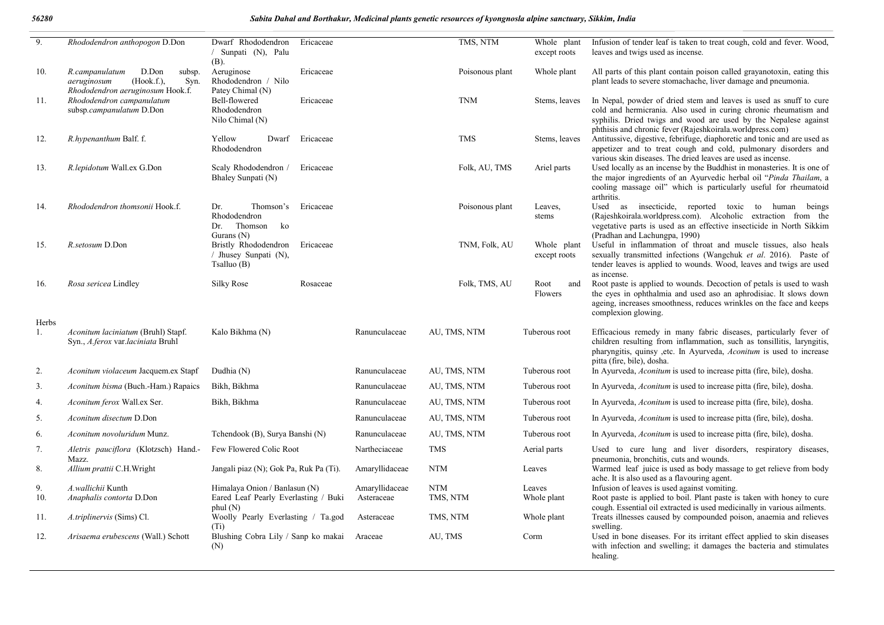| | | | | | | |
|---|---|---|---|---|---|---|
| 9. | *Rhododendron anthopogon* D.Don | Dwarf Rhododendron / Sunpati (N), Palu (B). | Ericaceae | TMS, NTM | Whole plant except roots | Infusion of tender leaf is taken to treat cough, cold and fever. Wood, leaves and twigs used as incense. |
| 10. | *R.campanulatum* D.Don subsp. *aeruginosum* (Hook.f.), Syn. *Rhododendron aeruginosum* Hook.f. | Aeruginose Rhododendron / Nilo Patey Chimal (N) | Ericaceae | Poisonous plant | Whole plant | All parts of this plant contain poison called grayanotoxin, eating this plant leads to severe stomachache, liver damage and pneumonia. |
| 11. | *Rhododendron campanulatum* subsp.*campanulatum* D.Don | Bell-flowered Rhododendron Nilo Chimal (N) | Ericaceae | TNM | Stems, leaves | In Nepal, powder of dried stem and leaves is used as snuff to cure cold and hermicrania. Also used in curing chronic rheumatism and syphilis. Dried twigs and wood are used by the Nepalese against phthisis and chronic fever (Rajeshkoirala.worldpress.com) |
| 12. | *R.hypenanthum* Balf. f. | Yellow Dwarf Rhododendron | Ericaceae | TMS | Stems, leaves | Antitussive, digestive, febrifuge, diaphoretic and tonic and are used as appetizer and to treat cough and cold, pulmonary disorders and various skin diseases. The dried leaves are used as incense. |
| 13. | *R.lepidotum* Wall.ex G.Don | Scaly Rhododendron / Bhaley Sunpati (N) | Ericaceae | Folk, AU, TMS | Ariel parts | Used locally as an incense by the Buddhist in monasteries. It is one of the major ingredients of an Ayurvedic herbal oil "*Pinda Thailam*, a cooling massage oil" which is particularly useful for rheumatoid arthritis. |
| 14. | *Rhododendron thomsonii* Hook.f. | Dr. Thomson's Rhododendron Dr. Thomson ko Gurans (N) | Ericaceae | Poisonous plant | Leaves, stems | Used as insecticide, reported toxic to human beings (Rajeshkoirala.worldpress.com). Alcoholic extraction from the vegetative parts is used as an effective insecticide in North Sikkim (Pradhan and Lachungpa, 1990) |
| 15. | *R.setosum* D.Don | Bristly Rhododendron / Jhusey Sunpati (N), Tsalluo (B) | Ericaceae | TNM, Folk, AU | Whole plant except roots | Useful in inflammation of throat and muscle tissues, also heals sexually transmitted infections (Wangchuk *et al*. 2016). Paste of tender leaves is applied to wounds. Wood, leaves and twigs are used as incense. |
| 16. | *Rosa sericea* Lindley | Silky Rose | Rosaceae | Folk, TMS, AU | Root and Flowers | Root paste is applied to wounds. Decoction of petals is used to wash the eyes in ophthalmia and used aso an aphrodisiac. It slows down ageing, increases smoothness, reduces wrinkles on the face and keeps complexion glowing. |
| Herbs | | | | | | |
| 1. | *Aconitum laciniatum* (Bruhl) Stapf. Syn., *A.ferox* var.*laciniata* Bruhl | Kalo Bikhma (N) | Ranunculaceae | AU, TMS, NTM | Tuberous root | Efficacious remedy in many fabric diseases, particularly fever of children resulting from inflammation, such as tonsillitis, laryngitis, pharyngitis, quinsy ,etc. In Ayurveda, *Aconitum* is used to increase pitta (fire, bile), dosha. |
| 2. | *Aconitum violaceum* Jacquem.ex Stapf | Dudhia (N) | Ranunculaceae | AU, TMS, NTM | Tuberous root | In Ayurveda, *Aconitum* is used to increase pitta (fire, bile), dosha. |
| 3. | *Aconitum bisma* (Buch.-Ham.) Rapaics | Bikh, Bikhma | Ranunculaceae | AU, TMS, NTM | Tuberous root | In Ayurveda, *Aconitum* is used to increase pitta (fire, bile), dosha. |
| 4. | *Aconitum ferox* Wall.ex Ser. | Bikh, Bikhma | Ranunculaceae | AU, TMS, NTM | Tuberous root | In Ayurveda, *Aconitum* is used to increase pitta (fire, bile), dosha. |
| 5. | *Aconitum disectum* D.Don | | Ranunculaceae | AU, TMS, NTM | Tuberous root | In Ayurveda, *Aconitum* is used to increase pitta (fire, bile), dosha. |
| 6. | *Aconitum novoluridum* Munz. | Tchendook (B), Surya Banshi (N) | Ranunculaceae | AU, TMS, NTM | Tuberous root | In Ayurveda, *Aconitum* is used to increase pitta (fire, bile), dosha. |
| 7. | *Aletris pauciflora* (Klotzsch) Hand.-Mazz. | Few Flowered Colic Root | Nartheciaceae | TMS | Aerial parts | Used to cure lung and liver disorders, respiratory diseases, pneumonia, bronchitis, cuts and wounds. |
| 8. | *Allium prattii* C.H.Wright | Jangali piaz (N); Gok Pa, Ruk Pa (Ti). | Amaryllidaceae | NTM | Leaves | Warmed leaf juice is used as body massage to get relieve from body ache. It is also used as a flavouring agent. |
| 9. | *A.wallichii* Kunth | Himalaya Onion / Banlasun (N) | Amaryllidaceae | NTM | Leaves | Infusion of leaves is used against vomiting. |
| 10. | *Anaphalis contorta* D.Don | Eared Leaf Pearly Everlasting / Buki phul (N) | Asteraceae | TMS, NTM | Whole plant | Root paste is applied to boil. Plant paste is taken with honey to cure cough. Essential oil extracted is used medicinally in various ailments. |
| 11. | *A.triplinervis* (Sims) Cl. | Woolly Pearly Everlasting / Ta.god (Ti) | Asteraceae | TMS, NTM | Whole plant | Treats illnesses caused by compounded poison, anaemia and relieves swelling. |
| 12. | *Arisaema erubescens* (Wall.) Schott | Blushing Cobra Lily / Sanp ko makai (N) | Araceae | AU, TMS | Corm | Used in bone diseases. For its irritant effect applied to skin diseases with infection and swelling; it damages the bacteria and stimulates healing. |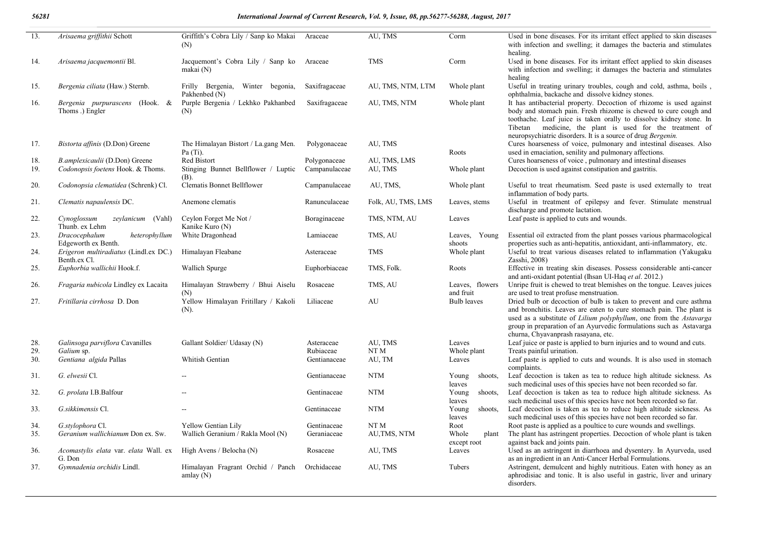| 13. | *Arisaema griffithii* Schott | Griffith's Cobra Lily / Sanp ko Makai (N) | Araceae | AU, TMS | Corm | Used in bone diseases. For its irritant effect applied to skin diseases with infection and swelling; it damages the bacteria and stimulates healing. |
|---|---|---|---|---|---|---|
| 14. | *Arisaema jacquemontii* Bl. | Jacquemont's Cobra Lily / Sanp ko makai (N) | Araceae | TMS | Corm | Used in bone diseases. For its irritant effect applied to skin diseases with infection and swelling; it damages the bacteria and stimulates healing |
| 15. | *Bergenia ciliata* (Haw.) Sternb. | Frilly Bergenia, Winter begonia, Pakhenbed (N) | Saxifragaceae | AU, TMS, NTM, LTM | Whole plant | Useful in treating urinary troubles, cough and cold, asthma, boils , ophthalmia, backache and dissolve kidney stones. |
| 16. | *Bergenia purpurascens* (Hook. & Thoms .) Engler | Purple Bergenia / Lekhko Pakhanbed (N) | Saxifragaceae | AU, TMS, NTM | Whole plant | It has antibacterial property. Decoction of rhizome is used against body and stomach pain. Fresh rhizome is chewed to cure cough and toothache. Leaf juice is taken orally to dissolve kidney stone. In Tibetan medicine, the plant is used for the treatment of neuropsychiatric disorders. It is a source of drug *Bergenin.* |
| 17. | *Bistorta affinis* (D.Don) Greene | The Himalayan Bistort / La.gang Men. Pa (Ti). | Polygonaceae | AU, TMS | Roots | Cures hoarseness of voice, pulmonary and intestinal diseases. Also used in emaciation, senility and pulmonary affections. |
| 18. | *B.amplexicaulii* (D.Don) Greene | Red Bistort | Polygonaceae | AU, TMS, LMS | | Cures hoarseness of voice , pulmonary and intestinal diseases |
| 19. | *Codonopsis foetens* Hook. & Thoms. | Stinging Bunnet Bellflower / Luptic (B). | Campanulaceae | AU, TMS | Whole plant | Decoction is used against constipation and gastritis. |
| 20. | *Codonopsia clematidea* (Schrenk) Cl. | Clematis Bonnet Bellflower | Campanulaceae | AU, TMS, | Whole plant | Useful to treat rheumatism. Seed paste is used externally to treat inflammation of body parts. |
| 21. | *Clematis napaulensis* DC. | Anemone clematis | Ranunculaceae | Folk, AU, TMS, LMS | Leaves, stems | Useful in treatment of epilepsy and fever. Stimulate menstrual discharge and promote lactation. |
| 22. | *Cynoglossum zeylanicum* (Vahl) Thunb. ex Lehm | Ceylon Forget Me Not / Kanike Kuro (N) | Boraginaceae | TMS, NTM, AU | Leaves | Leaf paste is applied to cuts and wounds. |
| 23. | *Dracocephalum heterophyllum* Edgeworth ex Benth. | White Dragonhead | Lamiaceae | TMS, AU | Leaves, Young shoots | Essential oil extracted from the plant posses various pharmacological properties such as anti-hepatitis, antioxidant, anti-inflammatory, etc. |
| 24. | *Erigeron multiradiatus* (Lindl.ex DC.) Benth.ex Cl. | Himalayan Fleabane | Asteraceae | TMS | Whole plant | Useful to treat various diseases related to inflammation (Yakugaku Zasshi, 2008) |
| 25. | *Euphorbia wallichii* Hook.f. | Wallich Spurge | Euphorbiaceae | TMS, Folk. | Roots | Effective in treating skin diseases. Possess considerable anti-cancer and anti-oxidant potential (Ihsan UI-Haq *et al*. 2012.) |
| 26. | *Fragaria nubicola* Lindley ex Lacaita | Himalayan Strawberry / Bhui Aiselu (N) | Rosaceae | TMS, AU | Leaves, flowers and fruit | Unripe fruit is chewed to treat blemishes on the tongue. Leaves juices are used to treat profuse menstruation. |
| 27. | *Fritillaria cirrhosa* D. Don | Yellow Himalayan Fritillary / Kakoli (N). | Liliaceae | AU | Bulb leaves | Dried bulb or decoction of bulb is taken to prevent and cure asthma and bronchitis. Leaves are eaten to cure stomach pain. The plant is used as a substitute of *Lilium polyphyllum*, one from the *Astavarga* group in preparation of an Ayurvedic formulations such as Astavarga churna, Chyavanprash rasayana, etc. |
| 28. | *Galinsoga parviflora* Cavanilles | Gallant Soldier/ Udasay (N) | Asteraceae | AU, TMS | Leaves | Leaf juice or paste is applied to burn injuries and to wound and cuts. |
| 29. | *Galium* sp. | | Rubiaceae | NT M | Whole plant | Treats painful urination. |
| 30. | *Gentiana algida* Pallas | Whitish Gentian | Gentianaceae | AU, TM | Leaves | Leaf paste is applied to cuts and wounds. It is also used in stomach complaints. |
| 31. | *G. elwesii* Cl. | -- | Gentianaceae | NTM | Young shoots, leaves | Leaf decoction is taken as tea to reduce high altitude sickness. As such medicinal uses of this species have not been recorded so far. |
| 32. | *G. prolata* I.B.Balfour | -- | Gentinaceae | NTM | Young shoots, leaves | Leaf decoction is taken as tea to reduce high altitude sickness. As such medicinal uses of this species have not been recorded so far. |
| 33. | *G.sikkimensis* Cl. | -- | Gentinaceae | NTM | Young shoots, leaves | Leaf decoction is taken as tea to reduce high altitude sickness. As such medicinal uses of this species have not been recorded so far. |
| 34. | *G.stylophora* Cl. | Yellow Gentian Lily | Gentinaceae | NT M | Root | Root paste is applied as a poultice to cure wounds and swellings. |
| 35. | *Geranium wallichianum* Don ex. Sw. | Wallich Geranium / Rakla Mool (N) | Geraniaceae | AU,TMS, NTM | Whole plant except root | The plant has astringent properties. Decoction of whole plant is taken against back and joints pain. |
| 36. | *Acomastylis elata* var. *elata* Wall. ex G. Don | High Avens / Belocha (N) | Rosaceae | AU, TMS | Leaves | Used as an astringent in diarrhoea and dysentery. In Ayurveda, used as an ingredient in an Anti-Cancer Herbal Formulations. |
| 37. | *Gymnadenia orchidis* Lindl. | Himalayan Fragrant Orchid / Panch amlay (N) | Orchidaceae | AU, TMS | Tubers | Astringent, demulcent and highly nutritious. Eaten with honey as an aphrodisiac and tonic. It is also useful in gastric, liver and urinary disorders. |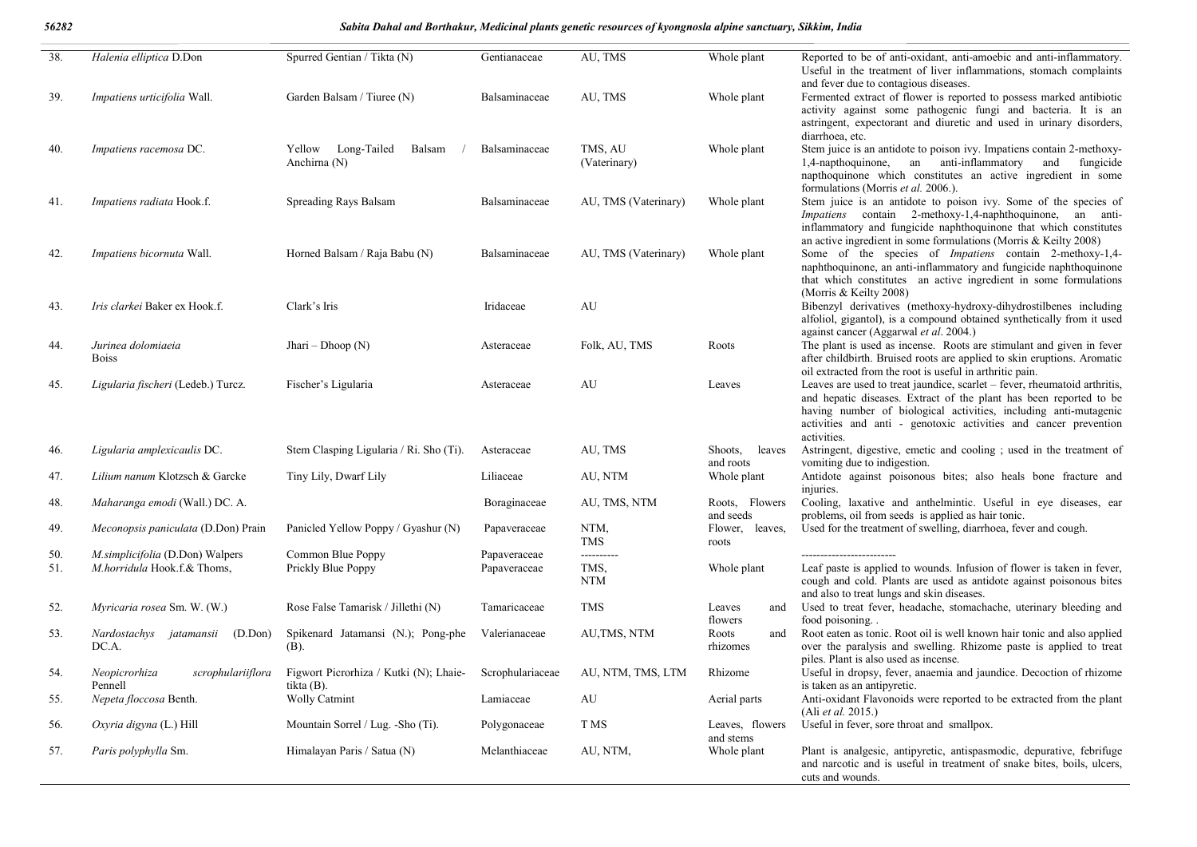| | | | | | | |
|---|---|---|---|---|---|---|
| 38. | *Halenia elliptica* D.Don | Spurred Gentian / Tikta (N) | Gentianaceae | AU, TMS | Whole plant | Reported to be of anti-oxidant, anti-amoebic and anti-inflammatory. Useful in the treatment of liver inflammations, stomach complaints and fever due to contagious diseases. |
| 39. | *Impatiens urticifolia* Wall. | Garden Balsam / Tiuree (N) | Balsaminaceae | AU, TMS | Whole plant | Fermented extract of flower is reported to possess marked antibiotic activity against some pathogenic fungi and bacteria. It is an astringent, expectorant and diuretic and used in urinary disorders, diarrhoea, etc. |
| 40. | *Impatiens racemosa* DC. | Yellow Long-Tailed Balsam / Anchirna (N) | Balsaminaceae | TMS, AU (Vaterinary) | Whole plant | Stem juice is an antidote to poison ivy. Impatiens contain 2-methoxy-1,4-napthoquinone, an anti-inflammatory and fungicide napthoquinone which constitutes an active ingredient in some formulations (Morris *et al.* 2006.). |
| 41. | *Impatiens radiata* Hook.f. | Spreading Rays Balsam | Balsaminaceae | AU, TMS (Vaterinary) | Whole plant | Stem juice is an antidote to poison ivy. Some of the species of *Impatiens* contain 2-methoxy-1,4-naphthoquinone, an anti-inflammatory and fungicide naphthoquinone that which constitutes an active ingredient in some formulations (Morris & Keilty 2008) |
| 42. | *Impatiens bicornuta* Wall. | Horned Balsam / Raja Babu (N) | Balsaminaceae | AU, TMS (Vaterinary) | Whole plant | Some of the species of *Impatiens* contain 2-methoxy-1,4-naphthoquinone, an anti-inflammatory and fungicide naphthoquinone that which constitutes an active ingredient in some formulations (Morris & Keilty 2008) |
| 43. | *Iris clarkei* Baker ex Hook.f. | Clark's Iris | Iridaceae | AU | | Bibenzyl derivatives (methoxy-hydroxy-dihydrostilbenes including alfoliol, gigantol), is a compound obtained synthetically from it used against cancer (Aggarwal *et al*. 2004.) |
| 44. | *Jurinea dolomiaeia* Boiss | Jhari – Dhoop (N) | Asteraceae | Folk, AU, TMS | Roots | The plant is used as incense. Roots are stimulant and given in fever after childbirth. Bruised roots are applied to skin eruptions. Aromatic oil extracted from the root is useful in arthritic pain. |
| 45. | *Ligularia fischeri* (Ledeb.) Turcz. | Fischer's Ligularia | Asteraceae | AU | Leaves | Leaves are used to treat jaundice, scarlet – fever, rheumatoid arthritis, and hepatic diseases. Extract of the plant has been reported to be having number of biological activities, including anti-mutagenic activities and anti - genotoxic activities and cancer prevention activities. |
| 46. | *Ligularia amplexicaulis* DC. | Stem Clasping Ligularia / Ri. Sho (Ti). | Asteraceae | AU, TMS | Shoots, leaves and roots | Astringent, digestive, emetic and cooling ; used in the treatment of vomiting due to indigestion. |
| 47. | *Lilium nanum* Klotzsch & Garcke | Tiny Lily, Dwarf Lily | Liliaceae | AU, NTM | Whole plant | Antidote against poisonous bites; also heals bone fracture and injuries. |
| 48. | *Maharanga emodi* (Wall.) DC. A. | | Boraginaceae | AU, TMS, NTM | Roots, Flowers and seeds | Cooling, laxative and anthelmintic. Useful in eye diseases, ear problems, oil from seeds is applied as hair tonic. |
| 49. | *Meconopsis paniculata* (D.Don) Prain | Panicled Yellow Poppy / Gyashur (N) | Papaveraceae | NTM, TMS | Flower, leaves, roots | Used for the treatment of swelling, diarrhoea, fever and cough. |
| 50. | *M.simplicifolia* (D.Don) Walpers | Common Blue Poppy | Papaveraceae | ---------- | | ------------------------- |
| 51. | *M.horridula* Hook.f.& Thoms, | Prickly Blue Poppy | Papaveraceae | TMS, NTM | Whole plant | Leaf paste is applied to wounds. Infusion of flower is taken in fever, cough and cold. Plants are used as antidote against poisonous bites and also to treat lungs and skin diseases. |
| 52. | *Myricaria rosea* Sm. W. (W.) | Rose False Tamarisk / Jillethi (N) | Tamaricaceae | TMS | Leaves and flowers | Used to treat fever, headache, stomachache, uterinary bleeding and food poisoning. . |
| 53. | *Nardostachys jatamansii* (D.Don) DC.A. | Spikenard Jatamansi (N.); Pong-phe (B). | Valerianaceae | AU,TMS, NTM | Roots and rhizomes | Root eaten as tonic. Root oil is well known hair tonic and also applied over the paralysis and swelling. Rhizome paste is applied to treat piles. Plant is also used as incense. |
| 54. | *Neopicrorhiza scrophulariiflora* Pennell | Figwort Picrorhiza / Kutki (N); Lhaie-tikta (B). | Scrophulariaceae | AU, NTM, TMS, LTM | Rhizome | Useful in dropsy, fever, anaemia and jaundice. Decoction of rhizome is taken as an antipyretic. |
| 55. | *Nepeta floccosa* Benth. | Wolly Catmint | Lamiaceae | AU | Aerial parts | Anti-oxidant Flavonoids were reported to be extracted from the plant (Ali *et al.* 2015.) |
| 56. | *Oxyria digyna* (L.) Hill | Mountain Sorrel / Lug. -Sho (Ti). | Polygonaceae | T MS | Leaves, flowers and stems | Useful in fever, sore throat and smallpox. |
| 57. | *Paris polyphylla* Sm. | Himalayan Paris / Satua (N) | Melanthiaceae | AU, NTM, | Whole plant | Plant is analgesic, antipyretic, antispasmodic, depurative, febrifuge and narcotic and is useful in treatment of snake bites, boils, ulcers, cuts and wounds. |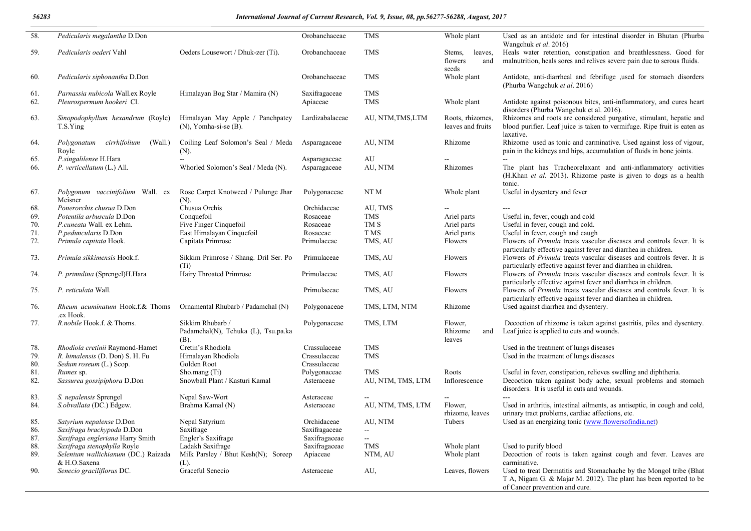| 58. | *Pedicularis megalantha* D.Don | | Orobanchaceae | TMS | Whole plant | Used as an antidote and for intestinal disorder in Bhutan (Phurba Wangchuk *et al*. 2016) |
|---|---|---|---|---|---|---|
| 59. | *Pedicularis oederi* Vahl | Oeders Lousewort / Dhuk-zer (Ti). | Orobanchaceae | TMS | Stems, leaves, flowers and seeds | Heals water retention, constipation and breathlessness. Good for malnutrition, heals sores and relives severe pain due to serous fluids. |
| 60. | *Pedicularis siphonantha* D.Don | | Orobanchaceae | TMS | Whole plant | Antidote, anti-diarrheal and febrifuge ,used for stomach disorders (Phurba Wangchuk *et al*. 2016) |
| 61. | *Parnassia nubicola* Wall.ex Royle | Himalayan Bog Star / Mamira (N) | Saxifragaceae | TMS | | |
| 62. | *Pleurospermum hookeri* Cl. | | Apiaceae | TMS | Whole plant | Antidote against poisonous bites, anti-inflammatory, and cures heart disorders (Phurba Wangchuk et al. 2016). |
| 63. | *Sinopodophyllum hexandrum* (Royle) T.S.Ying | Himalayan May Apple / Panchpatey (N), Yomha-si-se (B). | Lardizabalaceae | AU, NTM,TMS,LTM | Roots, rhizomes, leaves and fruits | Rhizomes and roots are considered purgative, stimulant, hepatic and blood purifier. Leaf juice is taken to vermifuge. Ripe fruit is eaten as laxative. |
| 64. | *Polygonatum cirrhifolium* (Wall.) Royle | Coiling Leaf Solomon's Seal / Meda (N). | Asparagaceae | AU, NTM | Rhizome | Rhizome used as tonic and carminative. Used against loss of vigour, pain in the kidneys and hips, accumulation of fluids in bone joints. |
| 65. | *P.singalilense* H.Hara | -- | Asparagaceae | AU | -- | -- |
| 66. | *P. verticellatum* (L.) All. | Whorled Solomon's Seal / Meda (N). | Asparagaceae | AU, NTM | Rhizomes | The plant has Tracheorelaxant and anti-inflammatory activities (H.Khan *et al*. 2013). Rhizome paste is given to dogs as a health tonic. |
| 67. | *Polygonum vaccinifolium* Wall. ex Meisner | Rose Carpet Knotweed / Pulunge Jhar (N). | Polygonaceae | NT M | Whole plant | Useful in dysentery and fever |
| 68. | *Ponerorchis chusua* D.Don | Chusua Orchis | Orchidaceae | AU, TMS | -- | --- |
| 69. | *Potentila arbuscula* D.Don | Conquefoil | Rosaceae | TMS | Ariel parts | Useful in, fever, cough and cold |
| 70. | *P.cuneata* Wall. ex Lehm. | Five Finger Cinquefoil | Rosaceae | TM S | Ariel parts | Useful in fever, cough and cold. |
| 71. | *P.peduncularis* D.Don | East Himalayan Cinquefoil | Rosaceae | T MS | Ariel parts | Useful in fever, cough and caugh |
| 72. | *Primula capitata* Hook. | Capitata Primrose | Primulaceae | TMS, AU | Flowers | Flowers of *Primula* treats vascular diseases and controls fever. It is particularly effective against fever and diarrhea in children. |
| 73. | *Primula sikkimensis* Hook.f. | Sikkim Primrose / Shang. Dril Ser. Po (Ti) | Primulaceae | TMS, AU | Flowers | Flowers of *Primula* treats vascular diseases and controls fever. It is particularly effective against fever and diarrhea in children. |
| 74. | *P. primulina* (Sprengel)H.Hara | Hairy Throated Primrose | Primulaceae | TMS, AU | Flowers | Flowers of *Primula* treats vascular diseases and controls fever. It is particularly effective against fever and diarrhea in children. |
| 75. | *P. reticulata* Wall. | | Primulaceae | TMS, AU | Flowers | Flowers of *Primula* treats vascular diseases and controls fever. It is particularly effective against fever and diarrhea in children. |
| 76. | *Rheum acuminatum* Hook.f.& Thoms .ex Hook. | Ornamental Rhubarb / Padamchal (N) | Polygonaceae | TMS, LTM, NTM | Rhizome | Used against diarrhea and dysentery. |
| 77. | *R.nobile* Hook.f. & Thoms. | Sikkim Rhubarb / Padamchal(N), Tchuka (L), Tsu.pa.ka (B). | Polygonaceae | TMS, LTM | Flower, Rhizome and leaves | Decoction of rhizome is taken against gastritis, piles and dysentery. Leaf juice is applied to cuts and wounds. |
| 78. | *Rhodiola cretinii* Raymond-Hamet | Cretin's Rhodiola | Crassulaceae | TMS | | Used in the treatment of lungs diseases |
| 79. | *R. himalensis* (D. Don) S. H. Fu | Himalayan Rhodiola | Crassulaceae | TMS | | Used in the treatment of lungs diseases |
| 80. | *Sedum roseum* (L.) Scop. | Golden Root | Crassulaceae | | | |
| 81. | *Rumex* sp. | Sho.mang (Ti) | Polygonaceae | TMS | Roots | Useful in fever, constipation, relieves swelling and diphtheria. |
| 82. | *Sassurea gossipiphora* D.Don | Snowball Plant / Kasturi Kamal | Asteraceae | AU, NTM, TMS, LTM | Inflorescence | Decoction taken against body ache, sexual problems and stomach disorders. It is useful in cuts and wounds. |
| 83. | *S. nepalensis* Sprengel | Nepal Saw-Wort | Asteraceae | -- | -- | --- |
| 84. | *S.obvallata* (DC.) Edgew. | Brahma Kamal (N) | Asteraceae | AU, NTM, TMS, LTM | Flower, rhizome, leaves | Used in arthritis, intestinal ailments, as antiseptic, in cough and cold, urinary tract problems, cardiac affections, etc. |
| 85. | *Satyrium nepalense* D.Don | Nepal Satyrium | Orchidaceae | AU, NTM | Tubers | Used as an energizing tonic (www.flowersofindia.net) |
| 86. | *Saxifraga brachypoda* D.Don | Saxifrage | Saxifragaceae | -- | | |
| 87. | *Saxifraga engleriana* Harry Smith | Engler's Saxifrage | Saxifragaceae | -- | | |
| 88. | *Saxifraga stenophylla* Royle | Ladakh Saxifrage | Saxifragaceae | TMS | Whole plant | Used to purify blood |
| 89. | *Selenium wallichianum* (DC.) Raizada & H.O.Saxena | Milk Parsley / Bhut Kesh(N); Soreep (L). | Apiaceae | NTM, AU | Whole plant | Decoction of roots is taken against cough and fever. Leaves are carminative. |
| 90. | *Senecio graciliflorus* DC. | Graceful Senecio | Asteraceae | AU, | Leaves, flowers | Used to treat Dermatitis and Stomachache by the Mongol tribe (Bhat T A, Nigam G. & Majar M. 2012). The plant has been reported to be of Cancer prevention and cure. |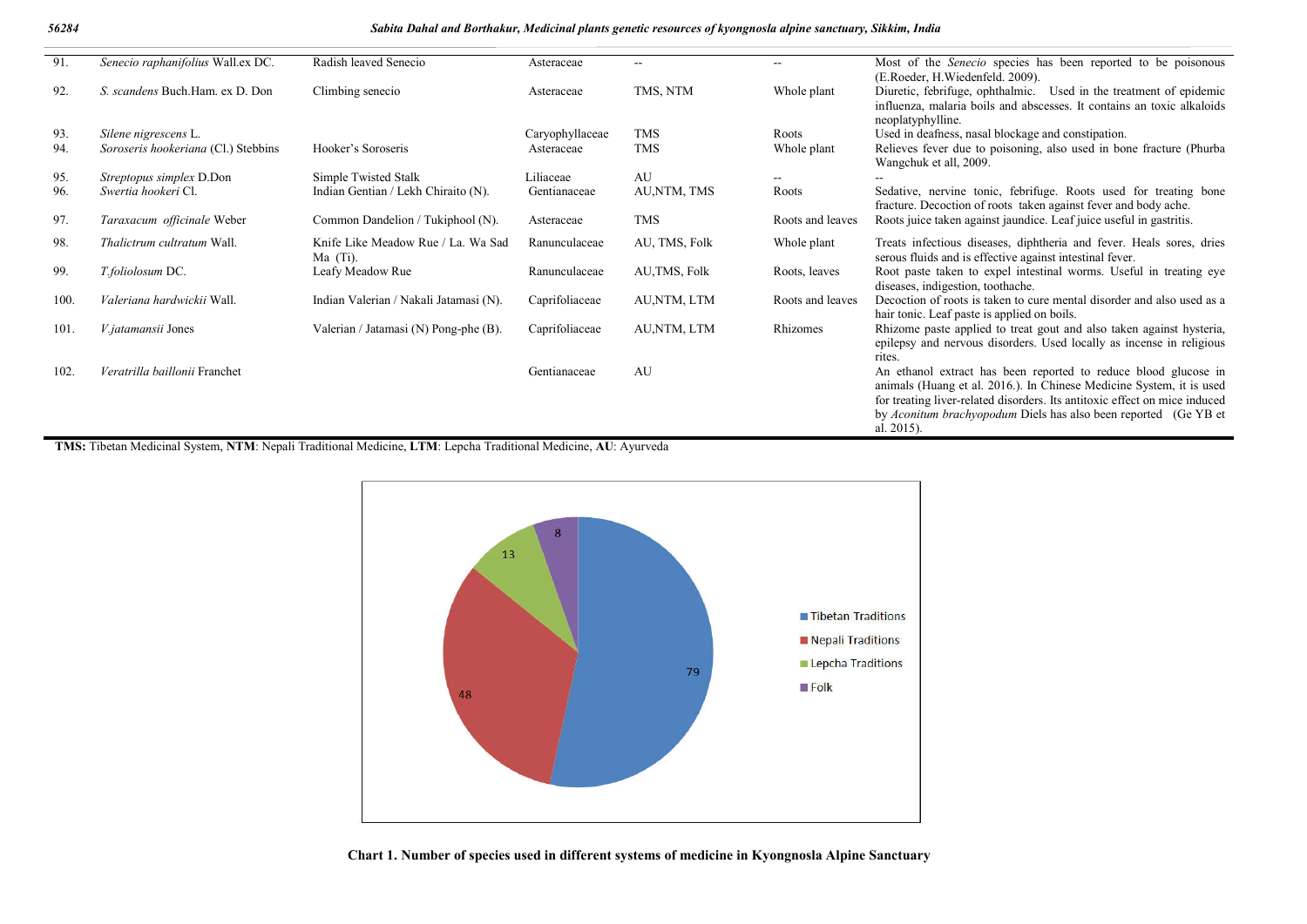| | | | | | | |
|---|---|---|---|---|---|---|
| 91. | *Senecio raphanifolius* Wall.ex DC. | Radish leaved Senecio | Asteraceae | -- | -- | Most of the *Senecio* species has been reported to be poisonous (E.Roeder, H.Wiedenfeld. 2009). |
| 92. | *S. scandens* Buch.Ham. ex D. Don | Climbing senecio | Asteraceae | TMS, NTM | Whole plant | Diuretic, febrifuge, ophthalmic. Used in the treatment of epidemic influenza, malaria boils and abscesses. It contains an toxic alkaloids neoplatyphylline. |
| 93. | *Silene nigrescens* L. | | Caryophyllaceae | TMS | Roots | Used in deafness, nasal blockage and constipation. |
| 94. | *Soroseris hookeriana* (Cl.) Stebbins | Hooker's Soroseris | Asteraceae | TMS | Whole plant | Relieves fever due to poisoning, also used in bone fracture (Phurba Wangchuk et all, 2009. |
| 95. | *Streptopus simplex* D.Don | Simple Twisted Stalk | Liliaceae | AU | -- | -- |
| 96. | *Swertia hookeri* Cl. | Indian Gentian / Lekh Chiraito (N). | Gentianaceae | AU,NTM, TMS | Roots | Sedative, nervine tonic, febrifuge. Roots used for treating bone fracture. Decoction of roots taken against fever and body ache. |
| 97. | *Taraxacum officinale* Weber | Common Dandelion / Tukiphool (N). | Asteraceae | TMS | Roots and leaves | Roots juice taken against jaundice. Leaf juice useful in gastritis. |
| 98. | *Thalictrum cultratum* Wall. | Knife Like Meadow Rue / La. Wa Sad Ma (Ti). | Ranunculaceae | AU, TMS, Folk | Whole plant | Treats infectious diseases, diphtheria and fever. Heals sores, dries serous fluids and is effective against intestinal fever. |
| 99. | *T.foliolosum* DC. | Leafy Meadow Rue | Ranunculaceae | AU,TMS, Folk | Roots, leaves | Root paste taken to expel intestinal worms. Useful in treating eye diseases, indigestion, toothache. |
| 100. | *Valeriana hardwickii* Wall. | Indian Valerian / Nakali Jatamasi (N). | Caprifoliaceae | AU,NTM, LTM | Roots and leaves | Decoction of roots is taken to cure mental disorder and also used as a hair tonic. Leaf paste is applied on boils. |
| 101. | *V.jatamansii* Jones | Valerian / Jatamasi (N) Pong-phe (B). | Caprifoliaceae | AU,NTM, LTM | Rhizomes | Rhizome paste applied to treat gout and also taken against hysteria, epilepsy and nervous disorders. Used locally as incense in religious rites. |
| 102. | *Veratrilla baillonii* Franchet | | Gentianaceae | AU | | An ethanol extract has been reported to reduce blood glucose in animals (Huang et al. 2016.). In Chinese Medicine System, it is used for treating liver-related disorders. Its antitoxic effect on mice induced by *Aconitum brachyopodum* Diels has also been reported (Ge YB et al. 2015). |

**TMS:** Tibetan Medicinal System, **NTM**: Nepali Traditional Medicine, **LTM**: Lepcha Traditional Medicine, **AU**: Ayurveda

**Chart 1. Number of species used in different systems of medicine in Kyongnosla Alpine Sanctuary**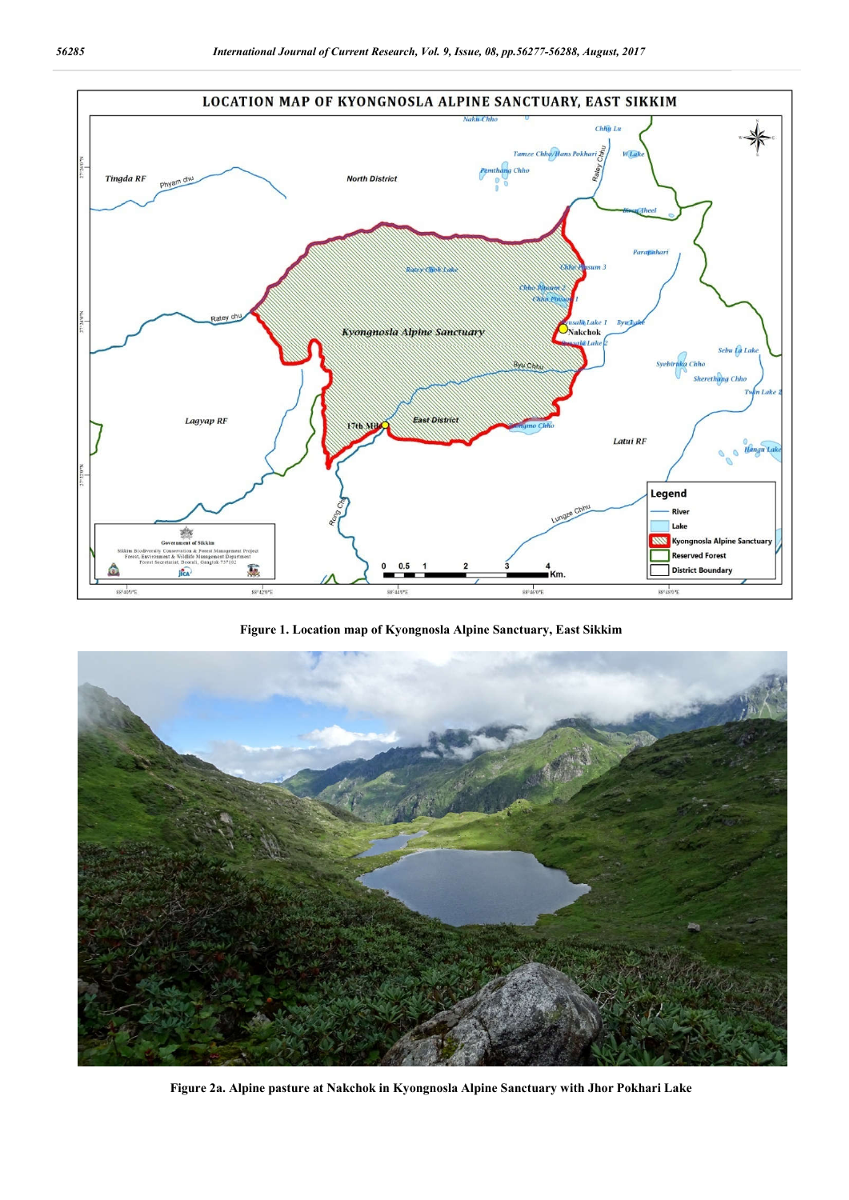Figure 1. Location map of Kyongnosla Alpine Sanctuary, East Sikkim

Figure 2a. Alpine pasture at Nakchok in Kyongnosla Alpine Sanctuary with Jhor Pokhari Lake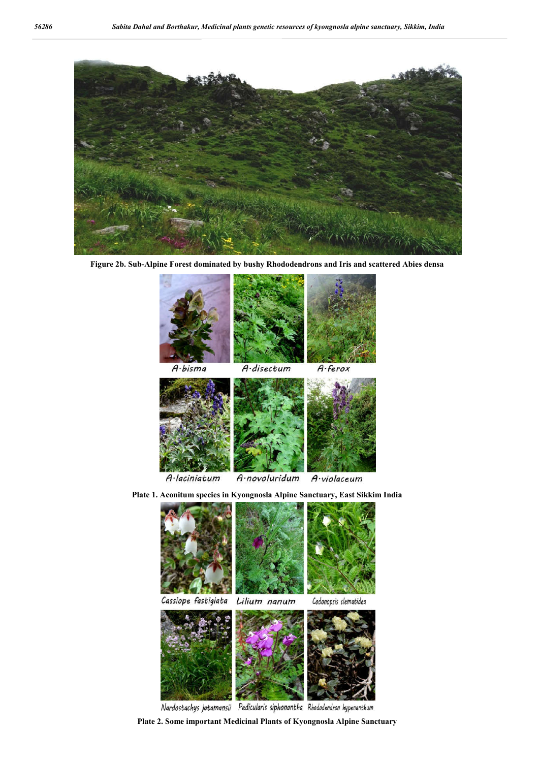Figure 2b. Sub-Alpine Forest dominated by bushy Rhododendrons and Iris and scattered Abies densa

A·bisma A·disectum A·ferox

A·laciniatum A·novoluridum A·violaceum

Plate 1. Aconitum species in Kyongnosla Alpine Sanctuary, East Sikkim India

Cassiope fastigiata Lilium nanum Codonopsis clematidea

Nardostachys jatamansii Pedicularis siphonantha Rhododendron hypenanthum

Plate 2. Some important Medicinal Plants of Kyongnosla Alpine Sanctuary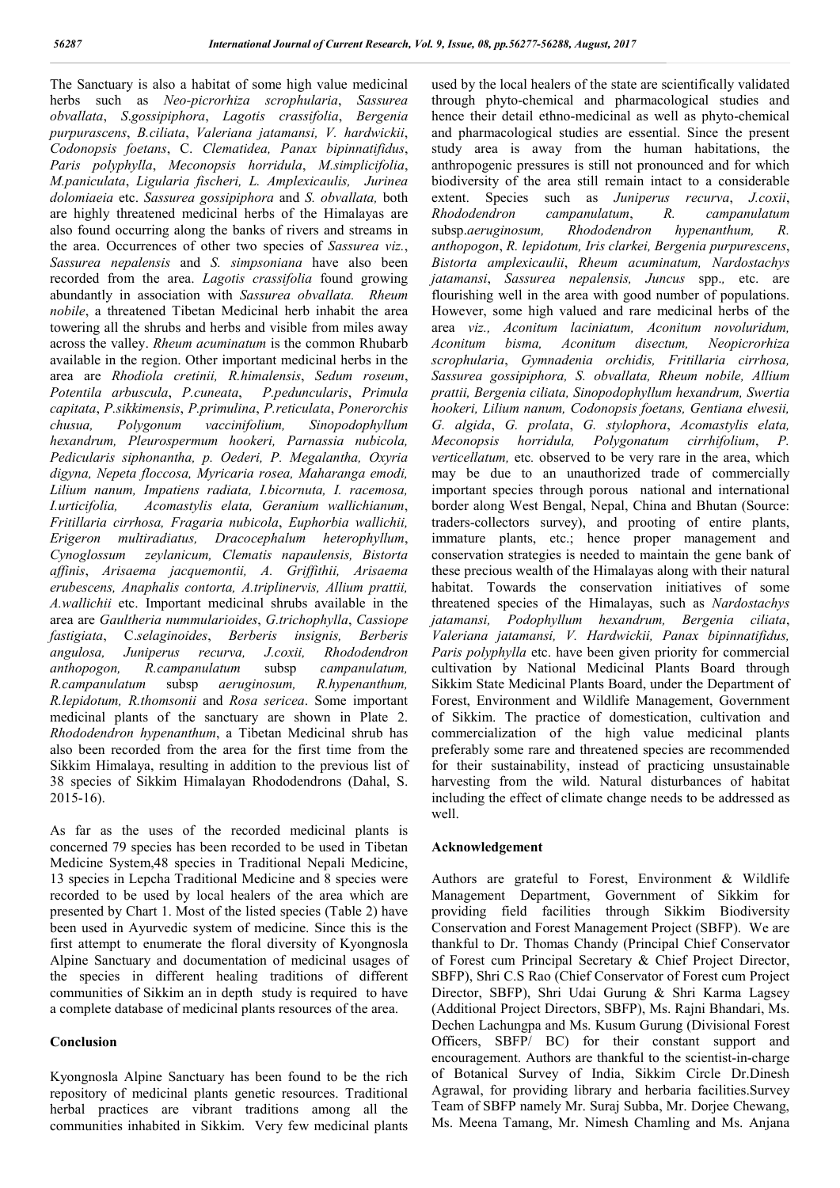The Sanctuary is also a habitat of some high value medicinal herbs such as *Neo-picrorhiza scrophularia*, *Sassurea obvallata*, *S.gossipiphora*, *Lagotis crassifolia*, *Bergenia purpurascens*, *B.ciliata*, *Valeriana jatamansi, V. hardwickii*, *Codonopsis foetans*, C. *Clematidea, Panax bipinnatifidus*, *Paris polyphylla*, *Meconopsis horridula*, *M.simplicifolia*, *M.paniculata*, *Ligularia fischeri, L. Amplexicaulis, Jurinea dolomiaeia* etc. *Sassurea gossipiphora* and *S. obvallata,* both are highly threatened medicinal herbs of the Himalayas are also found occurring along the banks of rivers and streams in the area. Occurrences of other two species of *Sassurea viz.*, *Sassurea nepalensis* and *S. simpsoniana* have also been recorded from the area. *Lagotis crassifolia* found growing abundantly in association with *Sassurea obvallata. Rheum nobile*, a threatened Tibetan Medicinal herb inhabit the area towering all the shrubs and herbs and visible from miles away across the valley. *Rheum acuminatum* is the common Rhubarb available in the region. Other important medicinal herbs in the area are *Rhodiola cretinii, R.himalensis*, *Sedum roseum*, *Potentila arbuscula*, *P.cuneata*, *P.peduncularis*, *Primula capitata*, *P.sikkimensis*, *P.primulina*, *P.reticulata*, *Ponerorchis chusua, Polygonum vaccinifolium, Sinopodophyllum hexandrum, Pleurospermum hookeri, Parnassia nubicola, Pedicularis siphonantha, p. Oederi, P. Megalantha, Oxyria digyna, Nepeta floccosa, Myricaria rosea, Maharanga emodi, Lilium nanum, Impatiens radiata, I.bicornuta, I. racemosa, I.urticifolia, Acomastylis elata, Geranium wallichianum*, *Fritillaria cirrhosa, Fragaria nubicola*, *Euphorbia wallichii, Erigeron multiradiatus, Dracocephalum heterophyllum*, *Cynoglossum zeylanicum, Clematis napaulensis, Bistorta affinis*, *Arisaema jacquemontii, A. Griffithii, Arisaema erubescens, Anaphalis contorta, A.triplinervis, Allium prattii, A.wallichii* etc. Important medicinal shrubs available in the area are *Gaultheria nummularioides*, *G.trichophylla*, *Cassiope fastigiata*, C.*selaginoides*, *Berberis insignis, Berberis angulosa, Juniperus recurva, J.coxii, Rhododendron anthopogon, R.campanulatum* subsp *campanulatum, R.campanulatum* subsp *aeruginosum, R.hypenanthum, R.lepidotum, R.thomsonii* and *Rosa sericea*. Some important medicinal plants of the sanctuary are shown in Plate 2. *Rhododendron hypenanthum*, a Tibetan Medicinal shrub has also been recorded from the area for the first time from the Sikkim Himalaya, resulting in addition to the previous list of 38 species of Sikkim Himalayan Rhododendrons (Dahal, S. 2015-16).

As far as the uses of the recorded medicinal plants is concerned 79 species has been recorded to be used in Tibetan Medicine System,48 species in Traditional Nepali Medicine, 13 species in Lepcha Traditional Medicine and 8 species were recorded to be used by local healers of the area which are presented by Chart 1. Most of the listed species (Table 2) have been used in Ayurvedic system of medicine. Since this is the first attempt to enumerate the floral diversity of Kyongnosla Alpine Sanctuary and documentation of medicinal usages of the species in different healing traditions of different communities of Sikkim an in depth study is required to have a complete database of medicinal plants resources of the area.

## Conclusion

Kyongnosla Alpine Sanctuary has been found to be the rich repository of medicinal plants genetic resources. Traditional herbal practices are vibrant traditions among all the communities inhabited in Sikkim. Very few medicinal plants used by the local healers of the state are scientifically validated through phyto-chemical and pharmacological studies and hence their detail ethno-medicinal as well as phyto-chemical and pharmacological studies are essential. Since the present study area is away from the human habitations, the anthropogenic pressures is still not pronounced and for which biodiversity of the area still remain intact to a considerable extent. Species such as *Juniperus recurva*, *J.coxii*, *Rhododendron campanulatum*, *R. campanulatum* subsp.*aeruginosum, Rhododendron hypenanthum, R. anthopogon*, *R. lepidotum, Iris clarkei, Bergenia purpurescens*, *Bistorta amplexicaulii*, *Rheum acuminatum, Nardostachys jatamansi*, *Sassurea nepalensis, Juncus* spp.*,* etc. are flourishing well in the area with good number of populations. However, some high valued and rare medicinal herbs of the area *viz., Aconitum laciniatum, Aconitum novoluridum, Aconitum bisma, Aconitum disectum, Neopicrorhiza scrophularia*, *Gymnadenia orchidis, Fritillaria cirrhosa, Sassurea gossipiphora, S. obvallata, Rheum nobile, Allium prattii, Bergenia ciliata, Sinopodophyllum hexandrum, Swertia hookeri, Lilium nanum, Codonopsis foetans, Gentiana elwesii, G. algida*, *G. prolata*, *G. stylophora*, *Acomastylis elata, Meconopsis horridula, Polygonatum cirrhifolium*, *P. verticellatum,* etc. observed to be very rare in the area, which may be due to an unauthorized trade of commercially important species through porous national and international border along West Bengal, Nepal, China and Bhutan (Source: traders-collectors survey), and prooting of entire plants, immature plants, etc.; hence proper management and conservation strategies is needed to maintain the gene bank of these precious wealth of the Himalayas along with their natural habitat. Towards the conservation initiatives of some threatened species of the Himalayas, such as *Nardostachys jatamansi, Podophyllum hexandrum, Bergenia ciliata*, *Valeriana jatamansi, V. Hardwickii, Panax bipinnatifidus, Paris polyphylla* etc. have been given priority for commercial cultivation by National Medicinal Plants Board through Sikkim State Medicinal Plants Board, under the Department of Forest, Environment and Wildlife Management, Government of Sikkim. The practice of domestication, cultivation and commercialization of the high value medicinal plants preferably some rare and threatened species are recommended for their sustainability, instead of practicing unsustainable harvesting from the wild. Natural disturbances of habitat including the effect of climate change needs to be addressed as well.

## Acknowledgement

Authors are grateful to Forest, Environment & Wildlife Management Department, Government of Sikkim for providing field facilities through Sikkim Biodiversity Conservation and Forest Management Project (SBFP). We are thankful to Dr. Thomas Chandy (Principal Chief Conservator of Forest cum Principal Secretary & Chief Project Director, SBFP), Shri C.S Rao (Chief Conservator of Forest cum Project Director, SBFP), Shri Udai Gurung & Shri Karma Lagsey (Additional Project Directors, SBFP), Ms. Rajni Bhandari, Ms. Dechen Lachungpa and Ms. Kusum Gurung (Divisional Forest Officers, SBFP/ BC) for their constant support and encouragement. Authors are thankful to the scientist-in-charge of Botanical Survey of India, Sikkim Circle Dr.Dinesh Agrawal, for providing library and herbaria facilities.Survey Team of SBFP namely Mr. Suraj Subba, Mr. Dorjee Chewang, Ms. Meena Tamang, Mr. Nimesh Chamling and Ms. Anjana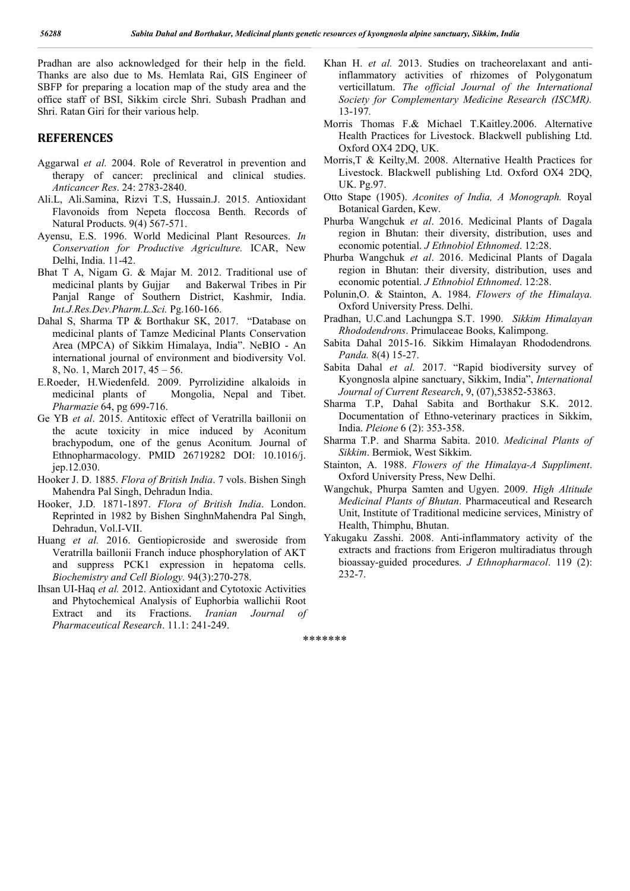Pradhan are also acknowledged for their help in the field. Thanks are also due to Ms. Hemlata Rai, GIS Engineer of SBFP for preparing a location map of the study area and the office staff of BSI, Sikkim circle Shri. Subash Pradhan and Shri. Ratan Giri for their various help.

## REFERENCES

Aggarwal *et al.* 2004. Role of Reveratrol in prevention and therapy of cancer: preclinical and clinical studies. *Anticancer Res*. 24: 2783-2840.

Ali.L, Ali.Samina, Rizvi T.S, Hussain.J. 2015. Antioxidant Flavonoids from Nepeta floccosa Benth. Records of Natural Products. 9(4) 567-571.

Ayensu, E.S. 1996. World Medicinal Plant Resources. *In Conservation for Productive Agriculture.* ICAR, New Delhi, India. 11-42.

Bhat T A, Nigam G. & Majar M. 2012. Traditional use of medicinal plants by Gujjar and Bakerwal Tribes in Pir Panjal Range of Southern District, Kashmir, India. *Int.J.Res.Dev.Pharm.L.Sci.* Pg.160-166.

Dahal S, Sharma TP & Borthakur SK, 2017. "Database on medicinal plants of Tamze Medicinal Plants Conservation Area (MPCA) of Sikkim Himalaya, India". NeBIO - An international journal of environment and biodiversity Vol. 8, No. 1, March 2017, 45 – 56.

E.Roeder, H.Wiedenfeld. 2009. Pyrrolizidine alkaloids in medicinal plants of Mongolia, Nepal and Tibet. *Pharmazie* 64, pg 699-716.

Ge YB *et al*. 2015. Antitoxic effect of Veratrilla baillonii on the acute toxicity in mice induced by Aconitum brachypodum, one of the genus Aconitum*.* Journal of Ethnopharmacology. PMID 26719282 DOI: 10.1016/j. jep.12.030.

Hooker J. D. 1885. *Flora of British India*. 7 vols. Bishen Singh Mahendra Pal Singh, Dehradun India.

Hooker, J.D. 1871-1897. *Flora of British India*. London. Reprinted in 1982 by Bishen SinghnMahendra Pal Singh, Dehradun, Vol.I-VII.

Huang *et al.* 2016. Gentiopicroside and sweroside from Veratrilla baillonii Franch induce phosphorylation of AKT and suppress PCK1 expression in hepatoma cells. *Biochemistry and Cell Biology.* 94(3):270-278.

Ihsan UI-Haq *et al.* 2012. Antioxidant and Cytotoxic Activities and Phytochemical Analysis of Euphorbia wallichii Root Extract and its Fractions. *Iranian Journal of Pharmaceutical Research*. 11.1: 241-249.

Khan H. *et al.* 2013. Studies on tracheorelaxant and anti-inflammatory activities of rhizomes of Polygonatum verticillatum. *The official Journal of the International Society for Complementary Medicine Research (ISCMR).* 13-197*.*

Morris Thomas F.& Michael T.Kaitley.2006. Alternative Health Practices for Livestock. Blackwell publishing Ltd. Oxford OX4 2DQ, UK.

Morris,T & Keilty,M. 2008. Alternative Health Practices for Livestock. Blackwell publishing Ltd. Oxford OX4 2DQ, UK. Pg.97.

Otto Stape (1905). *Aconites of India, A Monograph.* Royal Botanical Garden, Kew.

Phurba Wangchuk *et al*. 2016. Medicinal Plants of Dagala region in Bhutan: their diversity, distribution, uses and economic potential. *J Ethnobiol Ethnomed*. 12:28.

Phurba Wangchuk *et al*. 2016. Medicinal Plants of Dagala region in Bhutan: their diversity, distribution, uses and economic potential. *J Ethnobiol Ethnomed*. 12:28.

Polunin,O. & Stainton, A. 1984. *Flowers of the Himalaya.* Oxford University Press. Delhi.

Pradhan, U.C.and Lachungpa S.T. 1990. *Sikkim Himalayan Rhododendrons*. Primulaceae Books, Kalimpong.

Sabita Dahal 2015-16. Sikkim Himalayan Rhododendrons*. Panda.* 8(4) 15-27.

Sabita Dahal *et al.* 2017. "Rapid biodiversity survey of Kyongnosla alpine sanctuary, Sikkim, India", *International Journal of Current Research*, 9, (07),53852-53863.

Sharma T.P, Dahal Sabita and Borthakur S.K. 2012. Documentation of Ethno-veterinary practices in Sikkim, India. *Pleione* 6 (2): 353-358.

Sharma T.P. and Sharma Sabita. 2010. *Medicinal Plants of Sikkim*. Bermiok, West Sikkim.

Stainton, A. 1988. *Flowers of the Himalaya-A Suppliment*. Oxford University Press, New Delhi.

Wangchuk, Phurpa Samten and Ugyen. 2009. *High Altitude Medicinal Plants of Bhutan*. Pharmaceutical and Research Unit, Institute of Traditional medicine services, Ministry of Health, Thimphu, Bhutan.

Yakugaku Zasshi. 2008. Anti-inflammatory activity of the extracts and fractions from Erigeron multiradiatus through bioassay-guided procedures. *J Ethnopharmacol*. 119 (2): 232-7.

\*\*\*\*\*\*\*